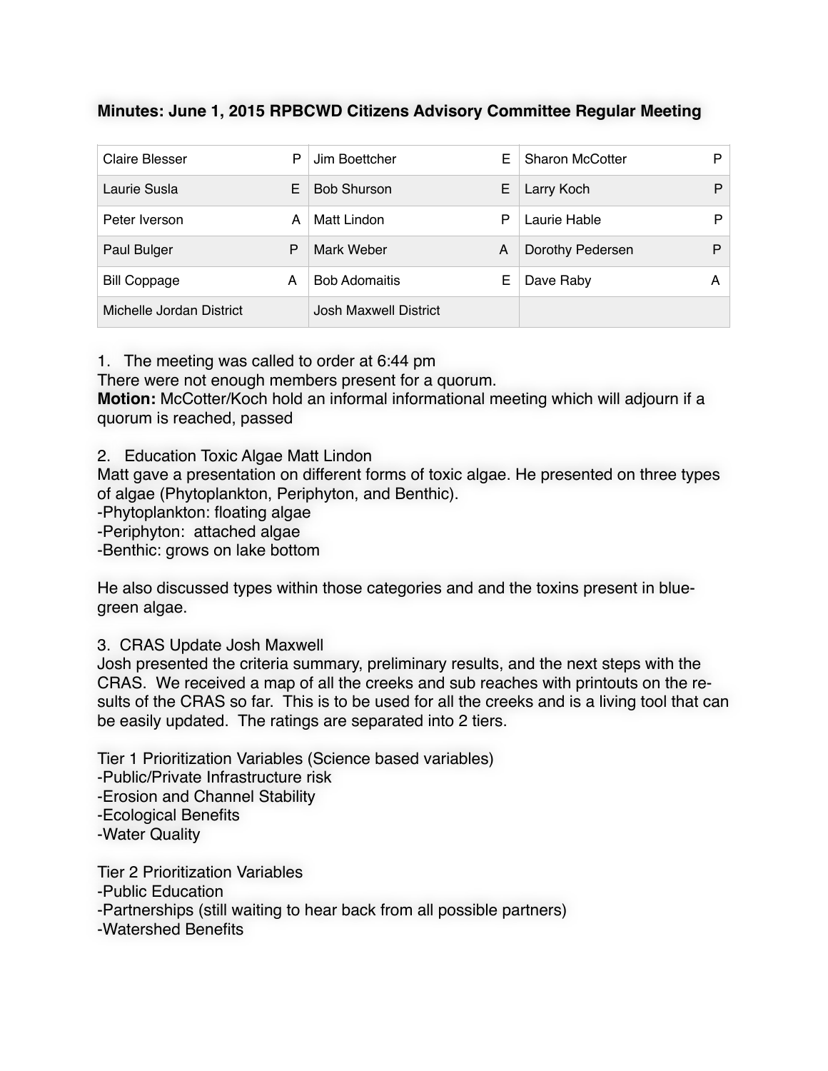**Minutes: June 1, 2015 RPBCWD Citizens Advisory Committee Regular Meeting**

| | | | | | |
|---|---|---|---|---|---|
| Claire Blesser | P | Jim Boettcher | E | Sharon McCotter | P |
| Laurie Susla | E | Bob Shurson | E | Larry Koch | P |
| Peter Iverson | A | Matt Lindon | P | Laurie Hable | P |
| Paul Bulger | P | Mark Weber | A | Dorothy Pedersen | P |
| Bill Coppage | A | Bob Adomaitis | E | Dave Raby | A |
| Michelle Jordan District | | Josh Maxwell District | | | |

1. The meeting was called to order at 6:44 pm

There were not enough members present for a quorum.

**Motion:** McCotter/Koch hold an informal informational meeting which will adjourn if a quorum is reached, passed

2. Education Toxic Algae Matt Lindon

Matt gave a presentation on different forms of toxic algae. He presented on three types of algae (Phytoplankton, Periphyton, and Benthic).

-Phytoplankton: floating algae
-Periphyton: attached algae
-Benthic: grows on lake bottom

He also discussed types within those categories and and the toxins present in blue-green algae.

3. CRAS Update Josh Maxwell

Josh presented the criteria summary, preliminary results, and the next steps with the CRAS. We received a map of all the creeks and sub reaches with printouts on the results of the CRAS so far. This is to be used for all the creeks and is a living tool that can be easily updated. The ratings are separated into 2 tiers.

Tier 1 Prioritization Variables (Science based variables)
-Public/Private Infrastructure risk
-Erosion and Channel Stability
-Ecological Benefits
-Water Quality

Tier 2 Prioritization Variables
-Public Education
-Partnerships (still waiting to hear back from all possible partners)
-Watershed Benefits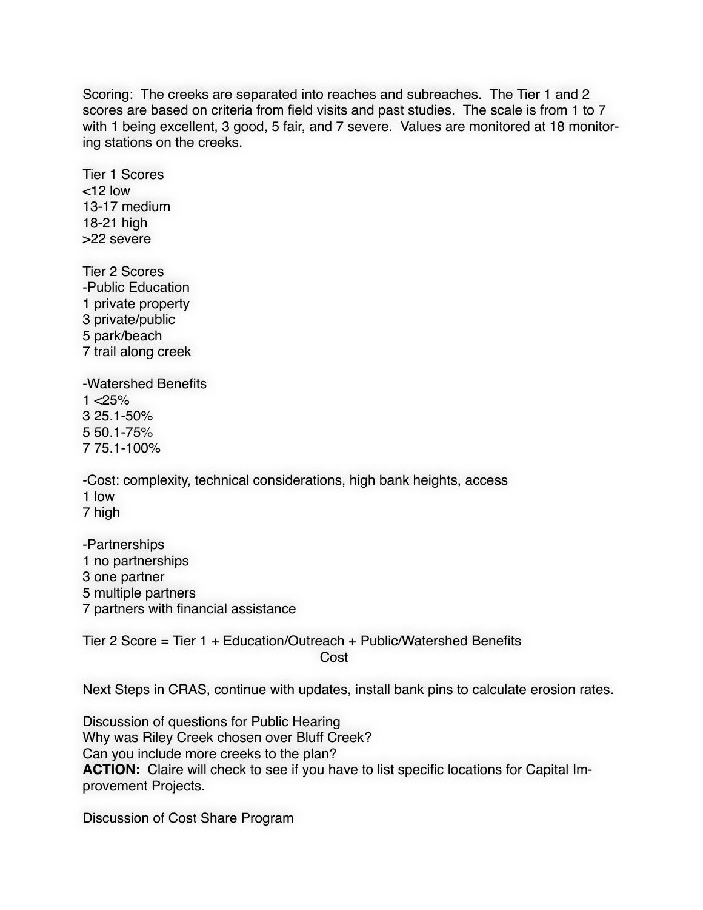Scoring: The creeks are separated into reaches and subreaches. The Tier 1 and 2 scores are based on criteria from field visits and past studies. The scale is from 1 to 7 with 1 being excellent, 3 good, 5 fair, and 7 severe. Values are monitored at 18 monitoring stations on the creeks.

Tier 1 Scores
<12 low
13-17 medium
18-21 high
>22 severe

Tier 2 Scores
-Public Education
1 private property
3 private/public
5 park/beach
7 trail along creek

-Watershed Benefits
1 <25%
3 25.1-50%
5 50.1-75%
7 75.1-100%

-Cost: complexity, technical considerations, high bank heights, access
1 low
7 high

-Partnerships
1 no partnerships
3 one partner
5 multiple partners
7 partners with financial assistance

$$\text{Tier 2 Score} = \frac{\text{Tier 1 + Education/Outreach + Public/Watershed Benefits}}{\text{Cost}}$$

Next Steps in CRAS, continue with updates, install bank pins to calculate erosion rates.

Discussion of questions for Public Hearing
Why was Riley Creek chosen over Bluff Creek?
Can you include more creeks to the plan?
**ACTION:** Claire will check to see if you have to list specific locations for Capital Improvement Projects.

Discussion of Cost Share Program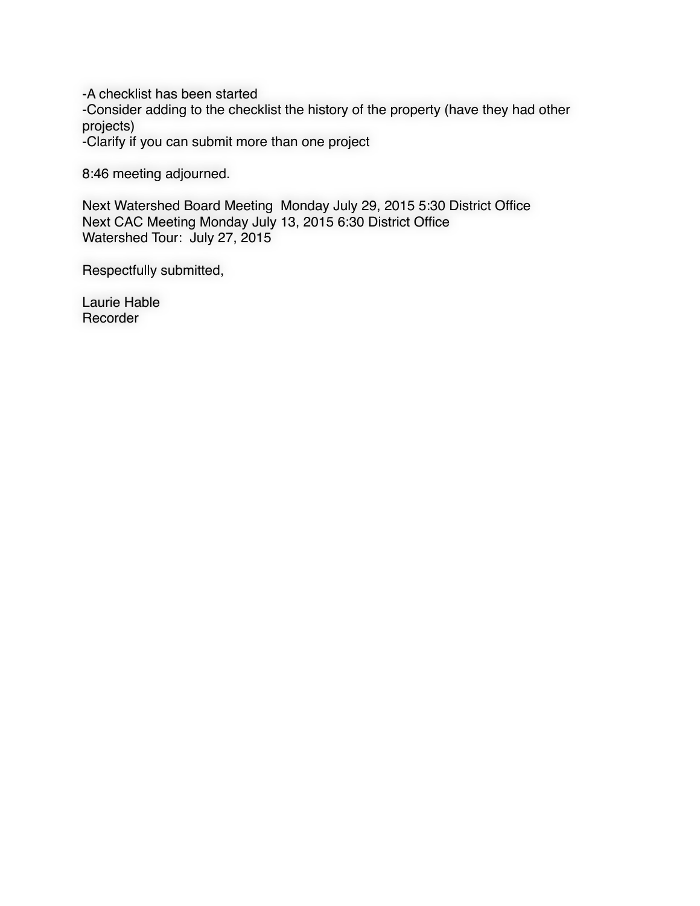-A checklist has been started
-Consider adding to the checklist the history of the property (have they had other projects)
-Clarify if you can submit more than one project

8:46 meeting adjourned.

Next Watershed Board Meeting  Monday July 29, 2015 5:30 District Office
Next CAC Meeting Monday July 13, 2015 6:30 District Office
Watershed Tour:  July 27, 2015

Respectfully submitted,

Laurie Hable
Recorder